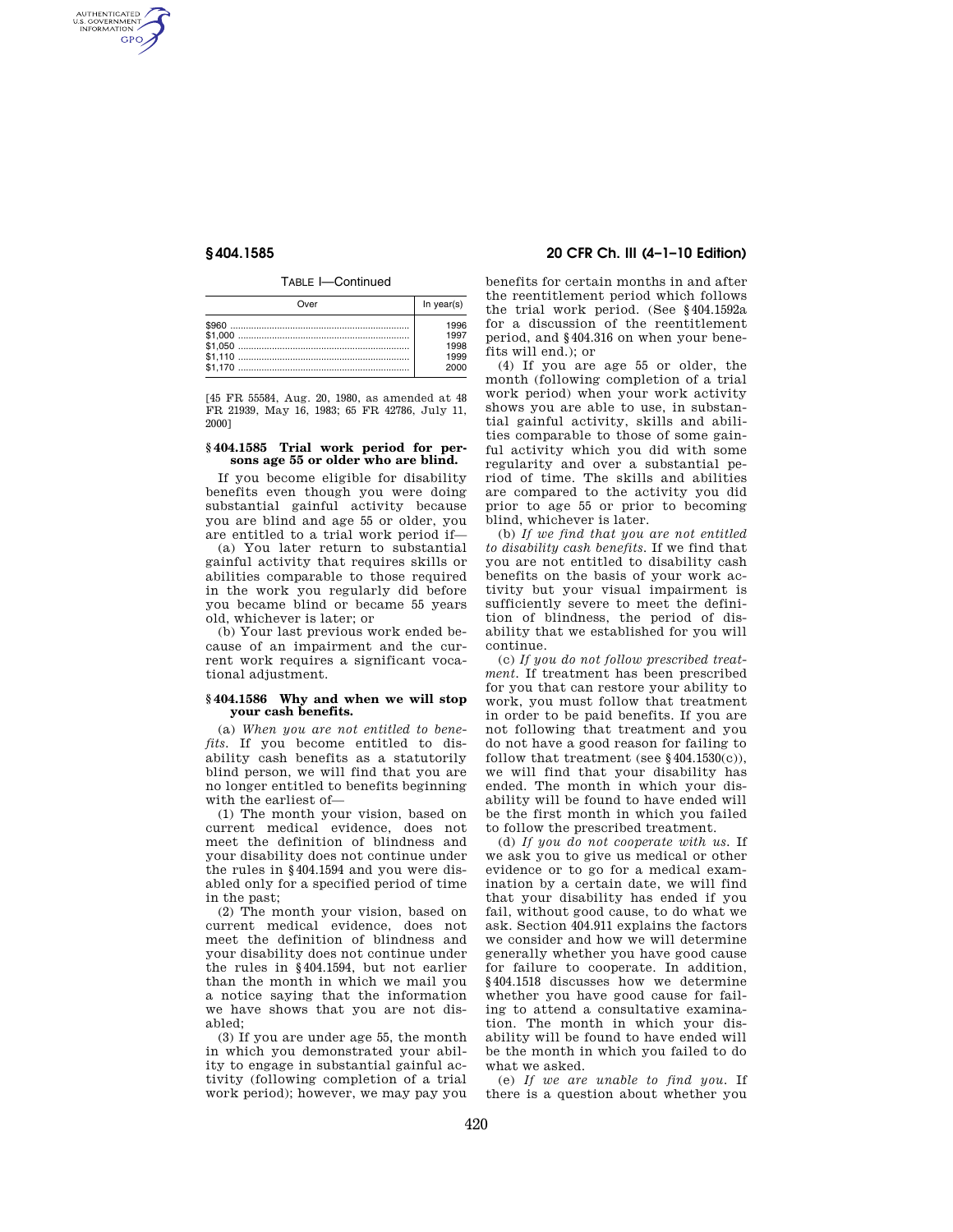TABLE I—Continued

| Over | In year(s) |
|---|---|
| $960 | 1996 |
| $1,000 | 1997 |
| $1,050 | 1998 |
| $1,110 | 1999 |
| $1,170 | 2000 |

[45 FR 55584, Aug. 20, 1980, as amended at 48 FR 21939, May 16, 1983; 65 FR 42786, July 11, 2000]

### § 404.1585 Trial work period for persons age 55 or older who are blind.

If you become eligible for disability benefits even though you were doing substantial gainful activity because you are blind and age 55 or older, you are entitled to a trial work period if—

(a) You later return to substantial gainful activity that requires skills or abilities comparable to those required in the work you regularly did before you became blind or became 55 years old, whichever is later; or

(b) Your last previous work ended because of an impairment and the current work requires a significant vocational adjustment.

### § 404.1586 Why and when we will stop your cash benefits.

(a) *When you are not entitled to benefits.* If you become entitled to disability cash benefits as a statutorily blind person, we will find that you are no longer entitled to benefits beginning with the earliest of—

(1) The month your vision, based on current medical evidence, does not meet the definition of blindness and your disability does not continue under the rules in § 404.1594 and you were disabled only for a specified period of time in the past;

(2) The month your vision, based on current medical evidence, does not meet the definition of blindness and your disability does not continue under the rules in § 404.1594, but not earlier than the month in which we mail you a notice saying that the information we have shows that you are not disabled;

(3) If you are under age 55, the month in which you demonstrated your ability to engage in substantial gainful activity (following completion of a trial work period); however, we may pay you benefits for certain months in and after the reentitlement period which follows the trial work period. (See § 404.1592a for a discussion of the reentitlement period, and § 404.316 on when your benefits will end.); or

(4) If you are age 55 or older, the month (following completion of a trial work period) when your work activity shows you are able to use, in substantial gainful activity, skills and abilities comparable to those of some gainful activity which you did with some regularity and over a substantial period of time. The skills and abilities are compared to the activity you did prior to age 55 or prior to becoming blind, whichever is later.

(b) *If we find that you are not entitled to disability cash benefits.* If we find that you are not entitled to disability cash benefits on the basis of your work activity but your visual impairment is sufficiently severe to meet the definition of blindness, the period of disability that we established for you will continue.

(c) *If you do not follow prescribed treatment.* If treatment has been prescribed for you that can restore your ability to work, you must follow that treatment in order to be paid benefits. If you are not following that treatment and you do not have a good reason for failing to follow that treatment (see § 404.1530(c)), we will find that your disability has ended. The month in which your disability will be found to have ended will be the first month in which you failed to follow the prescribed treatment.

(d) *If you do not cooperate with us.* If we ask you to give us medical or other evidence or to go for a medical examination by a certain date, we will find that your disability has ended if you fail, without good cause, to do what we ask. Section 404.911 explains the factors we consider and how we will determine generally whether you have good cause for failure to cooperate. In addition, § 404.1518 discusses how we determine whether you have good cause for failing to attend a consultative examination. The month in which your disability will be found to have ended will be the month in which you failed to do what we asked.

(e) *If we are unable to find you.* If there is a question about whether you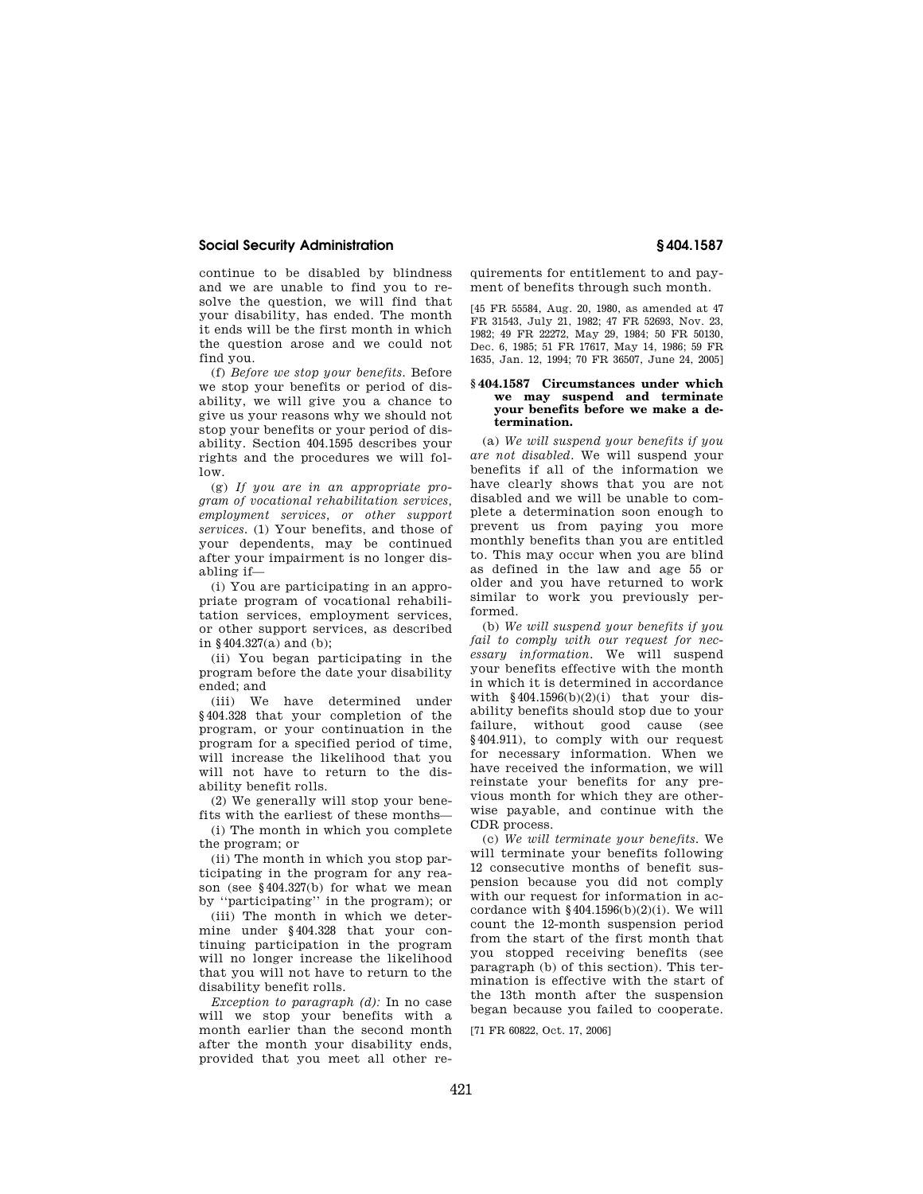continue to be disabled by blindness and we are unable to find you to resolve the question, we will find that your disability, has ended. The month it ends will be the first month in which the question arose and we could not find you.

(f) *Before we stop your benefits.* Before we stop your benefits or period of disability, we will give you a chance to give us your reasons why we should not stop your benefits or your period of disability. Section 404.1595 describes your rights and the procedures we will follow.

(g) *If you are in an appropriate program of vocational rehabilitation services, employment services, or other support services.* (1) Your benefits, and those of your dependents, may be continued after your impairment is no longer disabling if—

(i) You are participating in an appropriate program of vocational rehabilitation services, employment services, or other support services, as described in §404.327(a) and (b);

(ii) You began participating in the program before the date your disability ended; and

(iii) We have determined under §404.328 that your completion of the program, or your continuation in the program for a specified period of time, will increase the likelihood that you will not have to return to the disability benefit rolls.

(2) We generally will stop your benefits with the earliest of these months—

(i) The month in which you complete the program; or

(ii) The month in which you stop participating in the program for any reason (see §404.327(b) for what we mean by ''participating'' in the program); or

(iii) The month in which we determine under §404.328 that your continuing participation in the program will no longer increase the likelihood that you will not have to return to the disability benefit rolls.

*Exception to paragraph (d):* In no case will we stop your benefits with a month earlier than the second month after the month your disability ends, provided that you meet all other requirements for entitlement to and payment of benefits through such month.

[45 FR 55584, Aug. 20, 1980, as amended at 47 FR 31543, July 21, 1982; 47 FR 52693, Nov. 23, 1982; 49 FR 22272, May 29, 1984; 50 FR 50130, Dec. 6, 1985; 51 FR 17617, May 14, 1986; 59 FR 1635, Jan. 12, 1994; 70 FR 36507, June 24, 2005]

### §404.1587 Circumstances under which we may suspend and terminate your benefits before we make a determination.

(a) *We will suspend your benefits if you are not disabled.* We will suspend your benefits if all of the information we have clearly shows that you are not disabled and we will be unable to complete a determination soon enough to prevent us from paying you more monthly benefits than you are entitled to. This may occur when you are blind as defined in the law and age 55 or older and you have returned to work similar to work you previously performed.

(b) *We will suspend your benefits if you fail to comply with our request for necessary information.* We will suspend your benefits effective with the month in which it is determined in accordance with §404.1596(b)(2)(i) that your disability benefits should stop due to your failure, without good cause (see §404.911), to comply with our request for necessary information. When we have received the information, we will reinstate your benefits for any previous month for which they are otherwise payable, and continue with the CDR process.

(c) *We will terminate your benefits.* We will terminate your benefits following 12 consecutive months of benefit suspension because you did not comply with our request for information in accordance with §404.1596(b)(2)(i). We will count the 12-month suspension period from the start of the first month that you stopped receiving benefits (see paragraph (b) of this section). This termination is effective with the start of the 13th month after the suspension began because you failed to cooperate.

[71 FR 60822, Oct. 17, 2006]